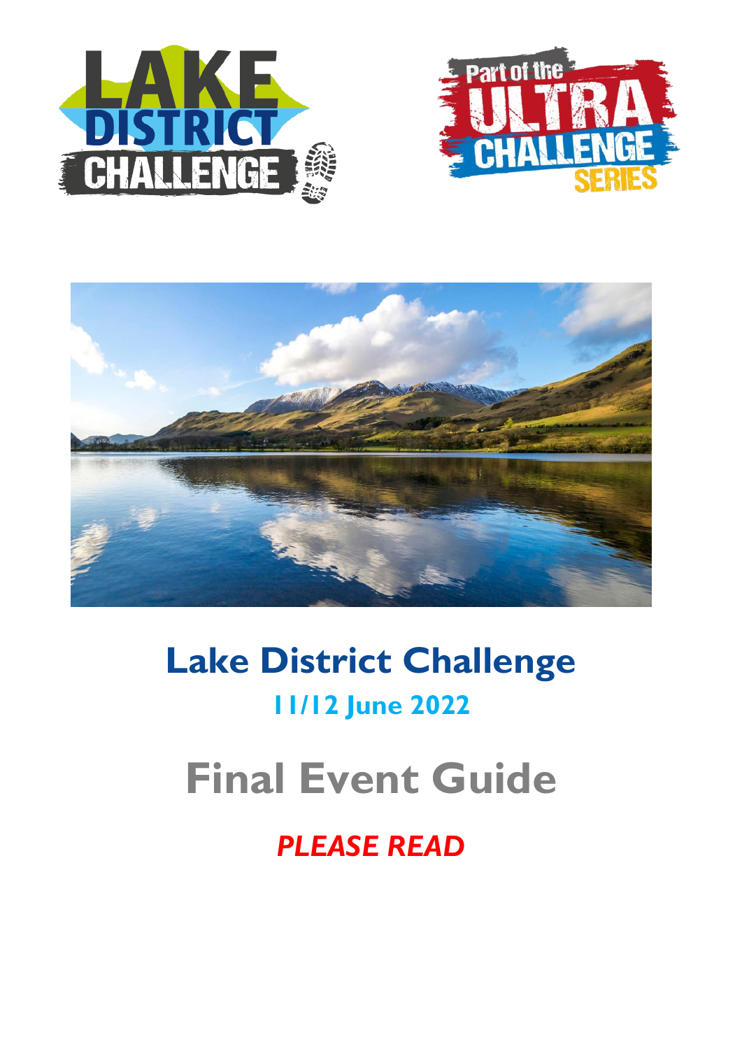# Lake District Challenge

## 11/12 June 2022

# Final Event Guide

***PLEASE READ***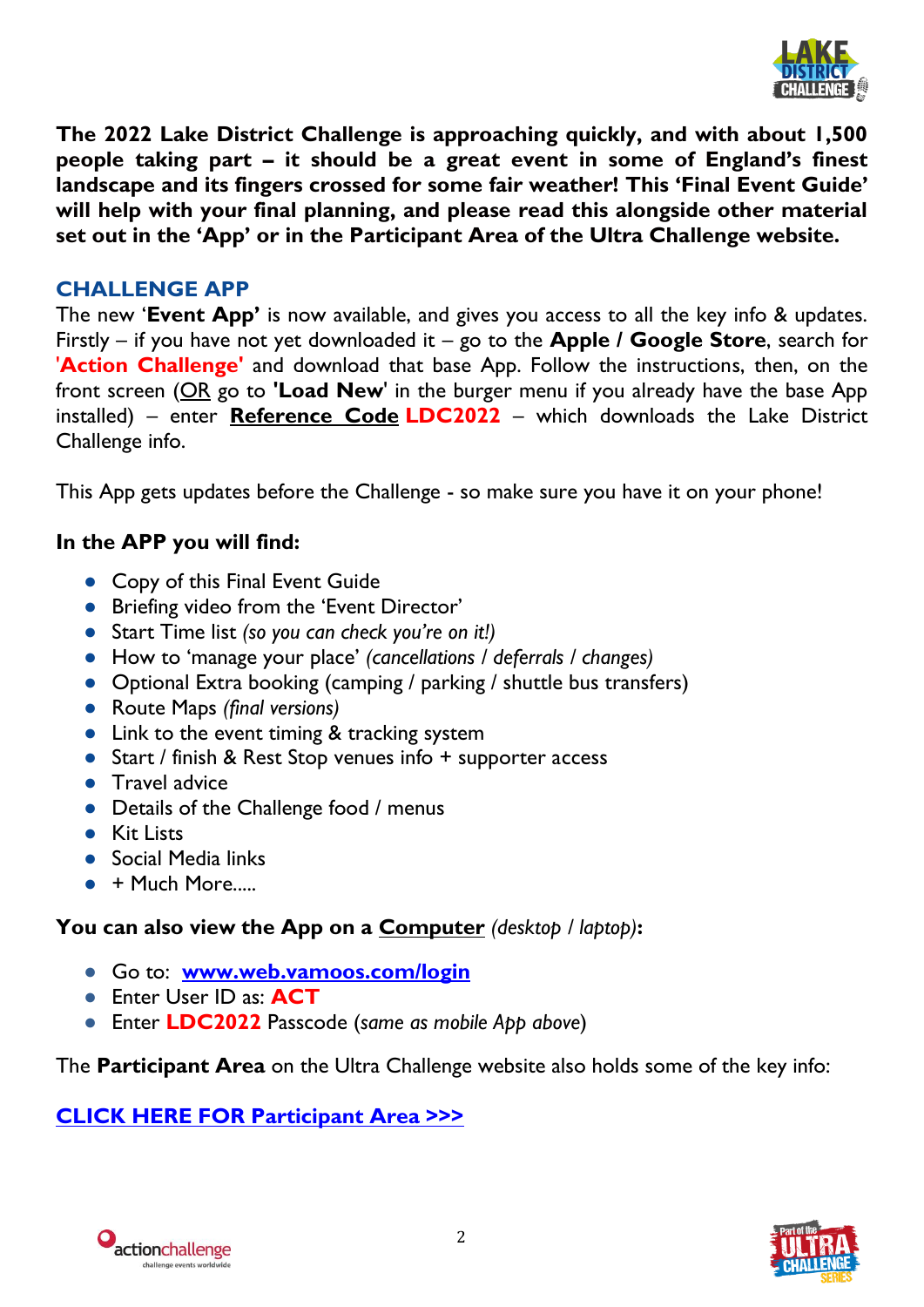**The 2022 Lake District Challenge is approaching quickly, and with about 1,500 people taking part – it should be a great event in some of England's finest landscape and its fingers crossed for some fair weather! This 'Final Event Guide' will help with your final planning, and please read this alongside other material set out in the 'App' or in the Participant Area of the Ultra Challenge website.**

## CHALLENGE APP

The new '**Event App'** is now available, and gives you access to all the key info & updates. Firstly – if you have not yet downloaded it – go to the **Apple / Google Store**, search for **'Action Challenge'** and download that base App. Follow the instructions, then, on the front screen (OR go to **'Load New**' in the burger menu if you already have the base App installed) – enter **Reference Code** **LDC2022** – which downloads the Lake District Challenge info.

This App gets updates before the Challenge - so make sure you have it on your phone!

**In the APP you will find:**

- Copy of this Final Event Guide
- Briefing video from the 'Event Director'
- Start Time list *(so you can check you're on it!)*
- How to 'manage your place' *(cancellations / deferrals / changes)*
- Optional Extra booking (camping / parking / shuttle bus transfers)
- Route Maps *(final versions)*
- Link to the event timing & tracking system
- Start / finish & Rest Stop venues info + supporter access
- Travel advice
- Details of the Challenge food / menus
- Kit Lists
- Social Media links
- + Much More.....

**You can also view the App on a Computer** *(desktop / laptop)***:**

- Go to: **www.web.vamoos.com/login**
- Enter User ID as: **ACT**
- Enter **LDC2022** Passcode (*same as mobile App above*)

The **Participant Area** on the Ultra Challenge website also holds some of the key info:

**CLICK HERE FOR Participant Area >>>**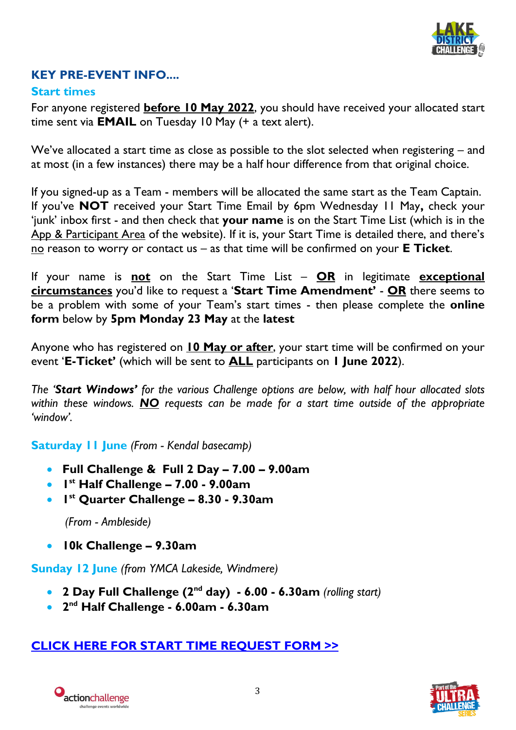## KEY PRE-EVENT INFO....

### Start times

For anyone registered **before 10 May 2022**, you should have received your allocated start time sent via **EMAIL** on Tuesday 10 May (+ a text alert).

We've allocated a start time as close as possible to the slot selected when registering – and at most (in a few instances) there may be a half hour difference from that original choice.

If you signed-up as a Team - members will be allocated the same start as the Team Captain. If you've **NOT** received your Start Time Email by 6pm Wednesday 11 May**,** check your 'junk' inbox first - and then check that **your name** is on the Start Time List (which is in the App & Participant Area of the website). If it is, your Start Time is detailed there, and there's no reason to worry or contact us – as that time will be confirmed on your **E Ticket**.

If your name is **not** on the Start Time List – **OR** in legitimate **exceptional circumstances** you'd like to request a '**Start Time Amendment'** - **OR** there seems to be a problem with some of your Team's start times - then please complete the **online form** below by **5pm Monday 23 May** at the **latest**

Anyone who has registered on **10 May or after**, your start time will be confirmed on your event '**E-Ticket'** (which will be sent to **ALL** participants on **1 June 2022**).

*The '**Start Windows'** for the various Challenge options are below, with half hour allocated slots within these windows. **NO** requests can be made for a start time outside of the appropriate 'window'.*

**Saturday 11 June** *(From - Kendal basecamp)*

- **Full Challenge & Full 2 Day – 7.00 – 9.00am**
- **1st Half Challenge – 7.00 - 9.00am**
- **1st Quarter Challenge – 8.30 - 9.30am**

*(From - Ambleside)*

- **10k Challenge – 9.30am**

**Sunday 12 June** *(from YMCA Lakeside, Windmere)*

- **2 Day Full Challenge (2nd day) - 6.00 - 6.30am** *(rolling start)*
- **2nd Half Challenge - 6.00am - 6.30am**

**CLICK HERE FOR START TIME REQUEST FORM >>**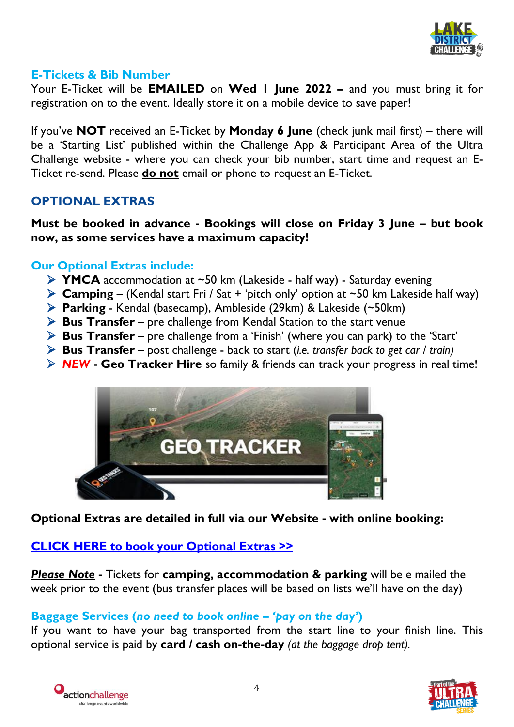## E-Tickets & Bib Number

Your E-Ticket will be **EMAILED** on **Wed 1 June 2022 –** and you must bring it for registration on to the event. Ideally store it on a mobile device to save paper!

If you've **NOT** received an E-Ticket by **Monday 6 June** (check junk mail first) – there will be a 'Starting List' published within the Challenge App & Participant Area of the Ultra Challenge website - where you can check your bib number, start time and request an E-Ticket re-send. Please **do not** email or phone to request an E-Ticket.

## OPTIONAL EXTRAS

**Must be booked in advance - Bookings will close on Friday 3 June – but book now, as some services have a maximum capacity!**

### Our Optional Extras include:

- **YMCA** accommodation at ~50 km (Lakeside - half way) - Saturday evening
- **Camping** – (Kendal start Fri / Sat + 'pitch only' option at ~50 km Lakeside half way)
- **Parking** - Kendal (basecamp), Ambleside (29km) & Lakeside (~50km)
- **Bus Transfer** – pre challenge from Kendal Station to the start venue
- **Bus Transfer** – pre challenge from a 'Finish' (where you can park) to the 'Start'
- **Bus Transfer** – post challenge - back to start (*i.e. transfer back to get car / train)*
- ***NEW*** - **Geo Tracker Hire** so family & friends can track your progress in real time!

**Optional Extras are detailed in full via our Website - with online booking:**

**CLICK HERE to book your Optional Extras >>**

***Please Note*** **-** Tickets for **camping, accommodation & parking** will be e mailed the week prior to the event (bus transfer places will be based on lists we'll have on the day)

### Baggage Services (*no need to book online – 'pay on the day'*)

If you want to have your bag transported from the start line to your finish line. This optional service is paid by **card / cash on-the-day** *(at the baggage drop tent).*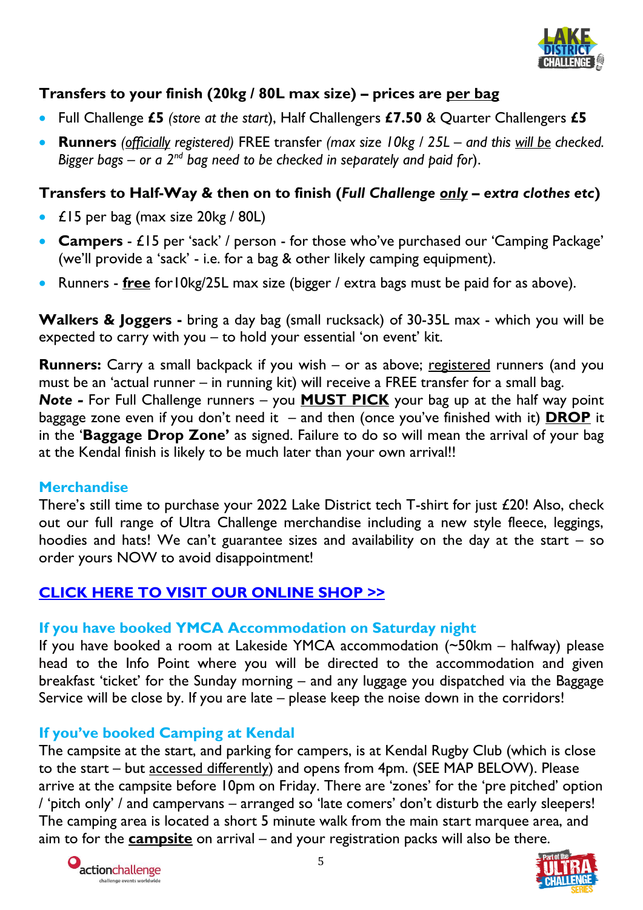### Transfers to your finish (20kg / 80L max size) – prices are <u>per bag</u>

- Full Challenge **£5** *(store at the start)*, Half Challengers **£7.50** & Quarter Challengers **£5**
- **Runners** *(officially registered)* FREE transfer *(max size 10kg / 25L – and this will be checked. Bigger bags – or a 2nd bag need to be checked in separately and paid for)*.

### Transfers to Half-Way & then on to finish (*Full Challenge only – extra clothes etc*)

- £15 per bag (max size 20kg / 80L)
- **Campers** - £15 per 'sack' / person - for those who've purchased our 'Camping Package' (we'll provide a 'sack' - i.e. for a bag & other likely camping equipment).
- Runners - **free** for10kg/25L max size (bigger / extra bags must be paid for as above).

**Walkers & Joggers -** bring a day bag (small rucksack) of 30-35L max - which you will be expected to carry with you – to hold your essential 'on event' kit.

**Runners:** Carry a small backpack if you wish – or as above; registered runners (and you must be an 'actual runner – in running kit) will receive a FREE transfer for a small bag.
***Note -*** For Full Challenge runners – you **MUST PICK** your bag up at the half way point baggage zone even if you don't need it – and then (once you've finished with it) **DROP** it in the '**Baggage Drop Zone'** as signed. Failure to do so will mean the arrival of your bag at the Kendal finish is likely to be much later than your own arrival!!

### Merchandise

There's still time to purchase your 2022 Lake District tech T-shirt for just £20! Also, check out our full range of Ultra Challenge merchandise including a new style fleece, leggings, hoodies and hats! We can't guarantee sizes and availability on the day at the start – so order yours NOW to avoid disappointment!

**CLICK HERE TO VISIT OUR ONLINE SHOP >>**

### If you have booked YMCA Accommodation on Saturday night

If you have booked a room at Lakeside YMCA accommodation (~50km – halfway) please head to the Info Point where you will be directed to the accommodation and given breakfast 'ticket' for the Sunday morning – and any luggage you dispatched via the Baggage Service will be close by. If you are late – please keep the noise down in the corridors!

### If you've booked Camping at Kendal

The campsite at the start, and parking for campers, is at Kendal Rugby Club (which is close to the start – but accessed differently) and opens from 4pm. (SEE MAP BELOW). Please arrive at the campsite before 10pm on Friday. There are 'zones' for the 'pre pitched' option / 'pitch only' / and campervans – arranged so 'late comers' don't disturb the early sleepers! The camping area is located a short 5 minute walk from the main start marquee area, and aim to for the **campsite** on arrival – and your registration packs will also be there.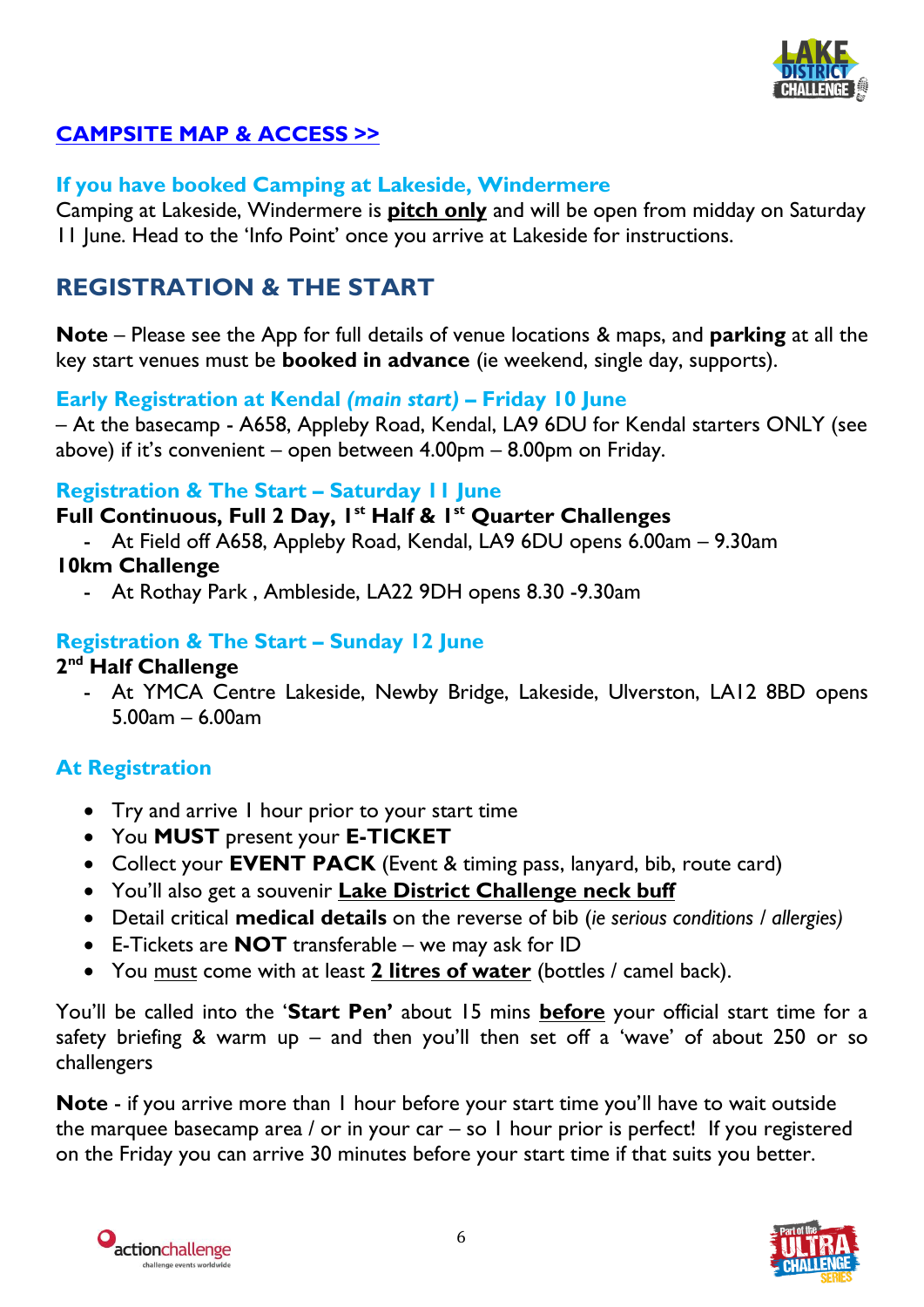## [CAMPSITE MAP & ACCESS >>]

### If you have booked Camping at Lakeside, Windermere

Camping at Lakeside, Windermere is **pitch only** and will be open from midday on Saturday 11 June. Head to the 'Info Point' once you arrive at Lakeside for instructions.

## REGISTRATION & THE START

**Note** – Please see the App for full details of venue locations & maps, and **parking** at all the key start venues must be **booked in advance** (ie weekend, single day, supports).

### Early Registration at Kendal *(main start)* – Friday 10 June

– At the basecamp - A658, Appleby Road, Kendal, LA9 6DU for Kendal starters ONLY (see above) if it's convenient – open between 4.00pm – 8.00pm on Friday.

### Registration & The Start – Saturday 11 June

**Full Continuous, Full 2 Day, 1st Half & 1st Quarter Challenges**

- At Field off A658, Appleby Road, Kendal, LA9 6DU opens 6.00am – 9.30am

**10km Challenge**

- At Rothay Park , Ambleside, LA22 9DH opens 8.30 -9.30am

### Registration & The Start – Sunday 12 June

**2nd Half Challenge**

- At YMCA Centre Lakeside, Newby Bridge, Lakeside, Ulverston, LA12 8BD opens 5.00am – 6.00am

### At Registration

- Try and arrive 1 hour prior to your start time
- You **MUST** present your **E-TICKET**
- Collect your **EVENT PACK** (Event & timing pass, lanyard, bib, route card)
- You'll also get a souvenir **Lake District Challenge neck buff**
- Detail critical **medical details** on the reverse of bib (*ie serious conditions / allergies)*
- E-Tickets are **NOT** transferable – we may ask for ID
- You must come with at least **2 litres of water** (bottles / camel back).

You'll be called into the '**Start Pen'** about 15 mins **before** your official start time for a safety briefing & warm up – and then you'll then set off a 'wave' of about 250 or so challengers

**Note** - if you arrive more than 1 hour before your start time you'll have to wait outside the marquee basecamp area / or in your car – so 1 hour prior is perfect! If you registered on the Friday you can arrive 30 minutes before your start time if that suits you better.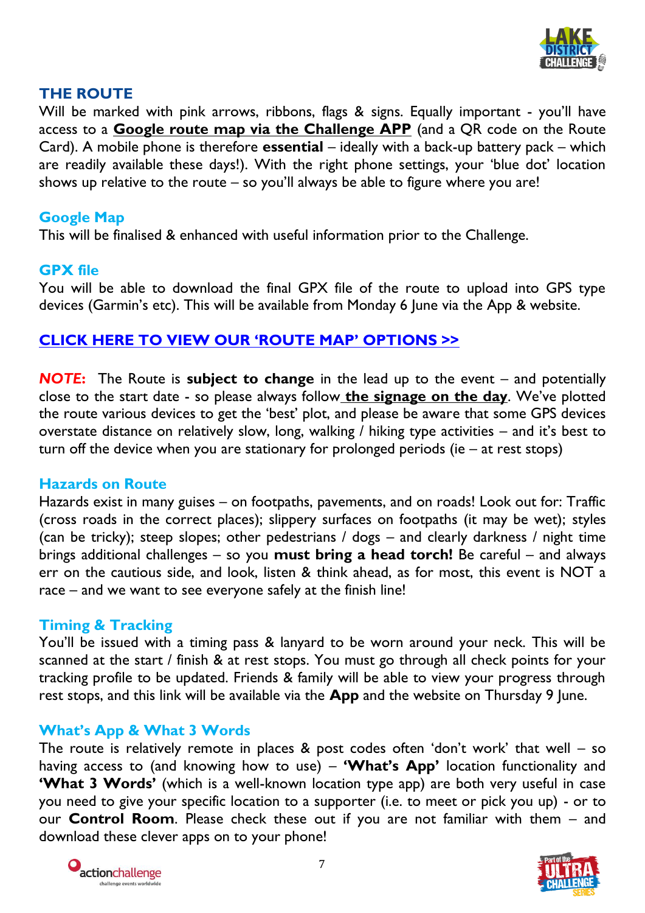## THE ROUTE

Will be marked with pink arrows, ribbons, flags & signs. Equally important - you'll have access to a **Google route map via the Challenge APP** (and a QR code on the Route Card). A mobile phone is therefore **essential** – ideally with a back-up battery pack – which are readily available these days!). With the right phone settings, your 'blue dot' location shows up relative to the route – so you'll always be able to figure where you are!

### Google Map

This will be finalised & enhanced with useful information prior to the Challenge.

### GPX file

You will be able to download the final GPX file of the route to upload into GPS type devices (Garmin's etc). This will be available from Monday 6 June via the App & website.

**CLICK HERE TO VIEW OUR 'ROUTE MAP' OPTIONS >>**

***NOTE:*** The Route is **subject to change** in the lead up to the event – and potentially close to the start date - so please always follow **the signage on the day**. We've plotted the route various devices to get the 'best' plot, and please be aware that some GPS devices overstate distance on relatively slow, long, walking / hiking type activities – and it's best to turn off the device when you are stationary for prolonged periods (ie – at rest stops)

### Hazards on Route

Hazards exist in many guises – on footpaths, pavements, and on roads! Look out for: Traffic (cross roads in the correct places); slippery surfaces on footpaths (it may be wet); styles (can be tricky); steep slopes; other pedestrians / dogs – and clearly darkness / night time brings additional challenges – so you **must bring a head torch!** Be careful – and always err on the cautious side, and look, listen & think ahead, as for most, this event is NOT a race – and we want to see everyone safely at the finish line!

### Timing & Tracking

You'll be issued with a timing pass & lanyard to be worn around your neck. This will be scanned at the start / finish & at rest stops. You must go through all check points for your tracking profile to be updated. Friends & family will be able to view your progress through rest stops, and this link will be available via the **App** and the website on Thursday 9 June.

### What's App & What 3 Words

The route is relatively remote in places & post codes often 'don't work' that well – so having access to (and knowing how to use) – **'What's App'** location functionality and **'What 3 Words'** (which is a well-known location type app) are both very useful in case you need to give your specific location to a supporter (i.e. to meet or pick you up) - or to our **Control Room**. Please check these out if you are not familiar with them – and download these clever apps on to your phone!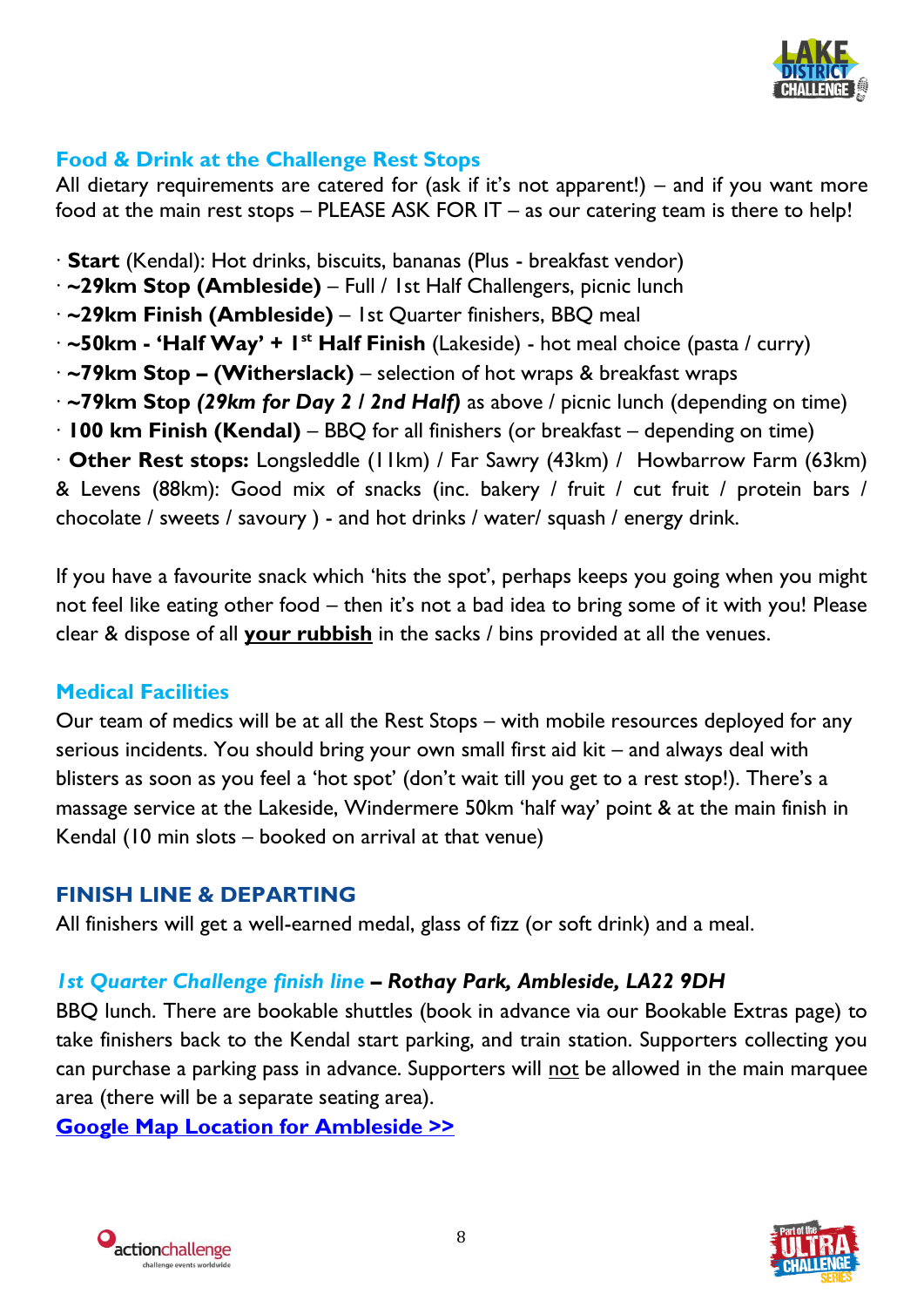## Food & Drink at the Challenge Rest Stops

All dietary requirements are catered for (ask if it's not apparent!) – and if you want more food at the main rest stops – PLEASE ASK FOR IT – as our catering team is there to help!

· **Start** (Kendal): Hot drinks, biscuits, bananas (Plus - breakfast vendor)
· **~29km Stop (Ambleside)** – Full / 1st Half Challengers, picnic lunch
· **~29km Finish (Ambleside)** – 1st Quarter finishers, BBQ meal
· **~50km - 'Half Way' + 1st Half Finish** (Lakeside) - hot meal choice (pasta / curry)
· **~79km Stop – (Witherslack)** – selection of hot wraps & breakfast wraps
· **~79km Stop *(29km for Day 2 / 2nd Half)*** as above / picnic lunch (depending on time)
· **100 km Finish (Kendal)** – BBQ for all finishers (or breakfast – depending on time)
· **Other Rest stops:** Longsleddle (11km) / Far Sawry (43km) / Howbarrow Farm (63km) & Levens (88km): Good mix of snacks (inc. bakery / fruit / cut fruit / protein bars / chocolate / sweets / savoury ) - and hot drinks / water/ squash / energy drink.

If you have a favourite snack which 'hits the spot', perhaps keeps you going when you might not feel like eating other food – then it's not a bad idea to bring some of it with you! Please clear & dispose of all **your rubbish** in the sacks / bins provided at all the venues.

## Medical Facilities

Our team of medics will be at all the Rest Stops – with mobile resources deployed for any serious incidents. You should bring your own small first aid kit – and always deal with blisters as soon as you feel a 'hot spot' (don't wait till you get to a rest stop!). There's a massage service at the Lakeside, Windermere 50km 'half way' point & at the main finish in Kendal (10 min slots – booked on arrival at that venue)

## FINISH LINE & DEPARTING

All finishers will get a well-earned medal, glass of fizz (or soft drink) and a meal.

### *1st Quarter Challenge finish line – Rothay Park, Ambleside, LA22 9DH*

BBQ lunch. There are bookable shuttles (book in advance via our Bookable Extras page) to take finishers back to the Kendal start parking, and train station. Supporters collecting you can purchase a parking pass in advance. Supporters will not be allowed in the main marquee area (there will be a separate seating area).

**Google Map Location for Ambleside >>**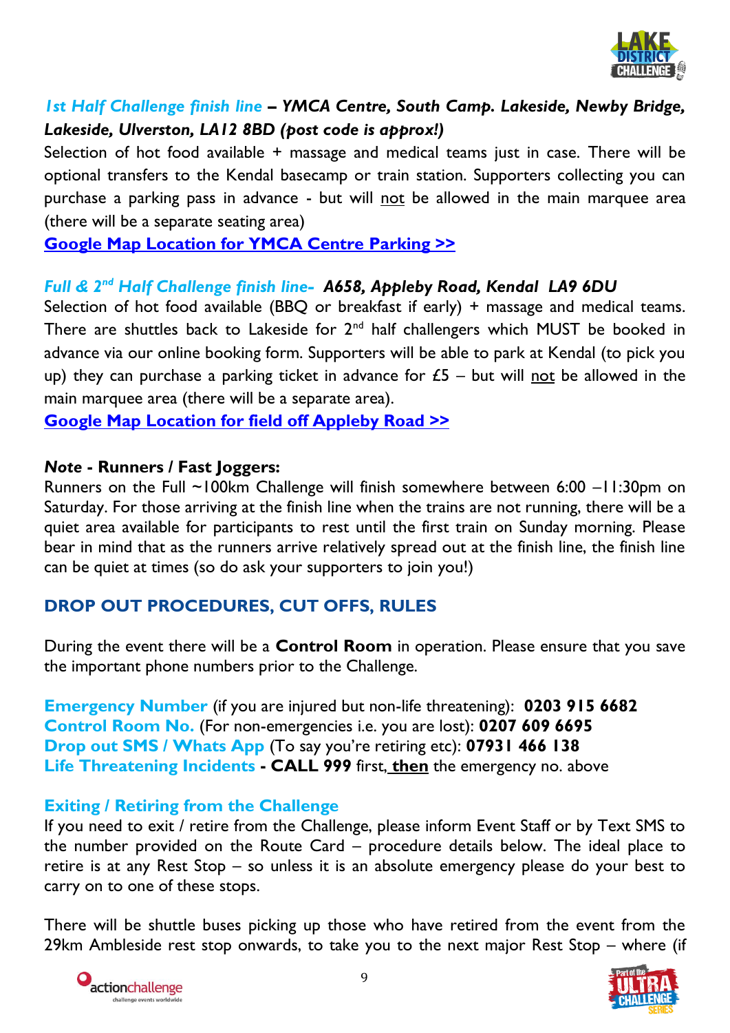***1st Half Challenge finish line* – *YMCA Centre, South Camp. Lakeside, Newby Bridge, Lakeside, Ulverston, LA12 8BD (post code is approx!)***

Selection of hot food available + massage and medical teams just in case. There will be optional transfers to the Kendal basecamp or train station. Supporters collecting you can purchase a parking pass in advance - but will not be allowed in the main marquee area (there will be a separate seating area)

**Google Map Location for YMCA Centre Parking >>**

***Full & 2nd Half Challenge finish line- A658, Appleby Road, Kendal LA9 6DU***

Selection of hot food available (BBQ or breakfast if early) + massage and medical teams. There are shuttles back to Lakeside for 2nd half challengers which MUST be booked in advance via our online booking form. Supporters will be able to park at Kendal (to pick you up) they can purchase a parking ticket in advance for £5 – but will not be allowed in the main marquee area (there will be a separate area).

**Google Map Location for field off Appleby Road >>**

***Note* - Runners / Fast Joggers:**

Runners on the Full ~100km Challenge will finish somewhere between 6:00 –11:30pm on Saturday. For those arriving at the finish line when the trains are not running, there will be a quiet area available for participants to rest until the first train on Sunday morning. Please bear in mind that as the runners arrive relatively spread out at the finish line, the finish line can be quiet at times (so do ask your supporters to join you!)

## DROP OUT PROCEDURES, CUT OFFS, RULES

During the event there will be a **Control Room** in operation. Please ensure that you save the important phone numbers prior to the Challenge.

**Emergency Number** (if you are injured but non-life threatening): **0203 915 6682**
**Control Room No.** (For non-emergencies i.e. you are lost): **0207 609 6695**
**Drop out SMS / Whats App** (To say you're retiring etc): **07931 466 138**
**Life Threatening Incidents - CALL 999** first, **then** the emergency no. above

### Exiting / Retiring from the Challenge

If you need to exit / retire from the Challenge, please inform Event Staff or by Text SMS to the number provided on the Route Card – procedure details below. The ideal place to retire is at any Rest Stop – so unless it is an absolute emergency please do your best to carry on to one of these stops.

There will be shuttle buses picking up those who have retired from the event from the 29km Ambleside rest stop onwards, to take you to the next major Rest Stop – where (if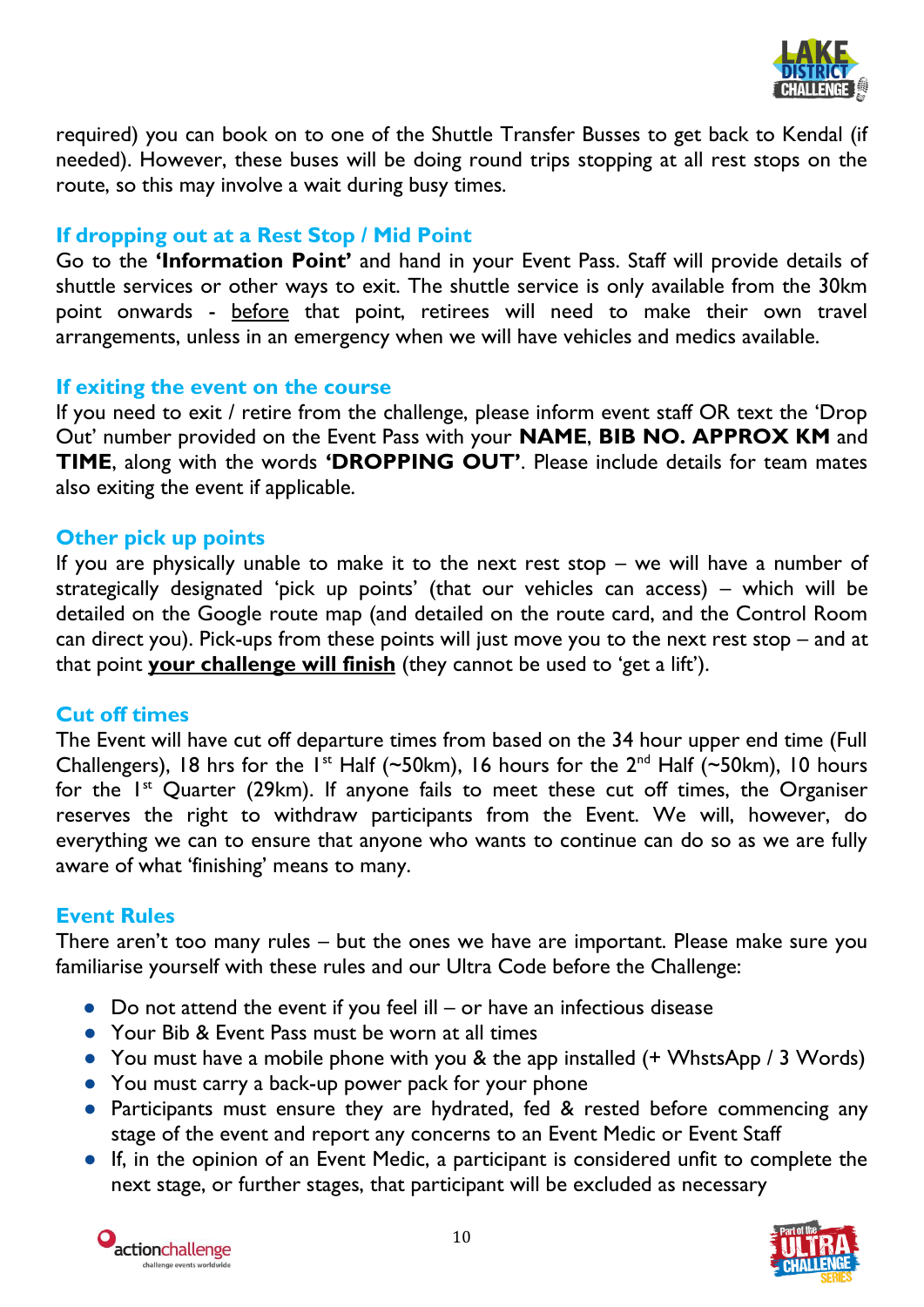required) you can book on to one of the Shuttle Transfer Busses to get back to Kendal (if needed). However, these buses will be doing round trips stopping at all rest stops on the route, so this may involve a wait during busy times.

### If dropping out at a Rest Stop / Mid Point

Go to the **'Information Point'** and hand in your Event Pass. Staff will provide details of shuttle services or other ways to exit. The shuttle service is only available from the 30km point onwards - before that point, retirees will need to make their own travel arrangements, unless in an emergency when we will have vehicles and medics available.

### If exiting the event on the course

If you need to exit / retire from the challenge, please inform event staff OR text the 'Drop Out' number provided on the Event Pass with your **NAME**, **BIB NO. APPROX KM** and **TIME**, along with the words **'DROPPING OUT'**. Please include details for team mates also exiting the event if applicable.

### Other pick up points

If you are physically unable to make it to the next rest stop – we will have a number of strategically designated 'pick up points' (that our vehicles can access) – which will be detailed on the Google route map (and detailed on the route card, and the Control Room can direct you). Pick-ups from these points will just move you to the next rest stop – and at that point **your challenge will finish** (they cannot be used to 'get a lift').

### Cut off times

The Event will have cut off departure times from based on the 34 hour upper end time (Full Challengers), 18 hrs for the 1st Half (~50km), 16 hours for the 2nd Half (~50km), 10 hours for the 1st Quarter (29km). If anyone fails to meet these cut off times, the Organiser reserves the right to withdraw participants from the Event. We will, however, do everything we can to ensure that anyone who wants to continue can do so as we are fully aware of what 'finishing' means to many.

### Event Rules

There aren't too many rules – but the ones we have are important. Please make sure you familiarise yourself with these rules and our Ultra Code before the Challenge:

- Do not attend the event if you feel ill – or have an infectious disease
- Your Bib & Event Pass must be worn at all times
- You must have a mobile phone with you & the app installed (+ WhstsApp / 3 Words)
- You must carry a back-up power pack for your phone
- Participants must ensure they are hydrated, fed & rested before commencing any stage of the event and report any concerns to an Event Medic or Event Staff
- If, in the opinion of an Event Medic, a participant is considered unfit to complete the next stage, or further stages, that participant will be excluded as necessary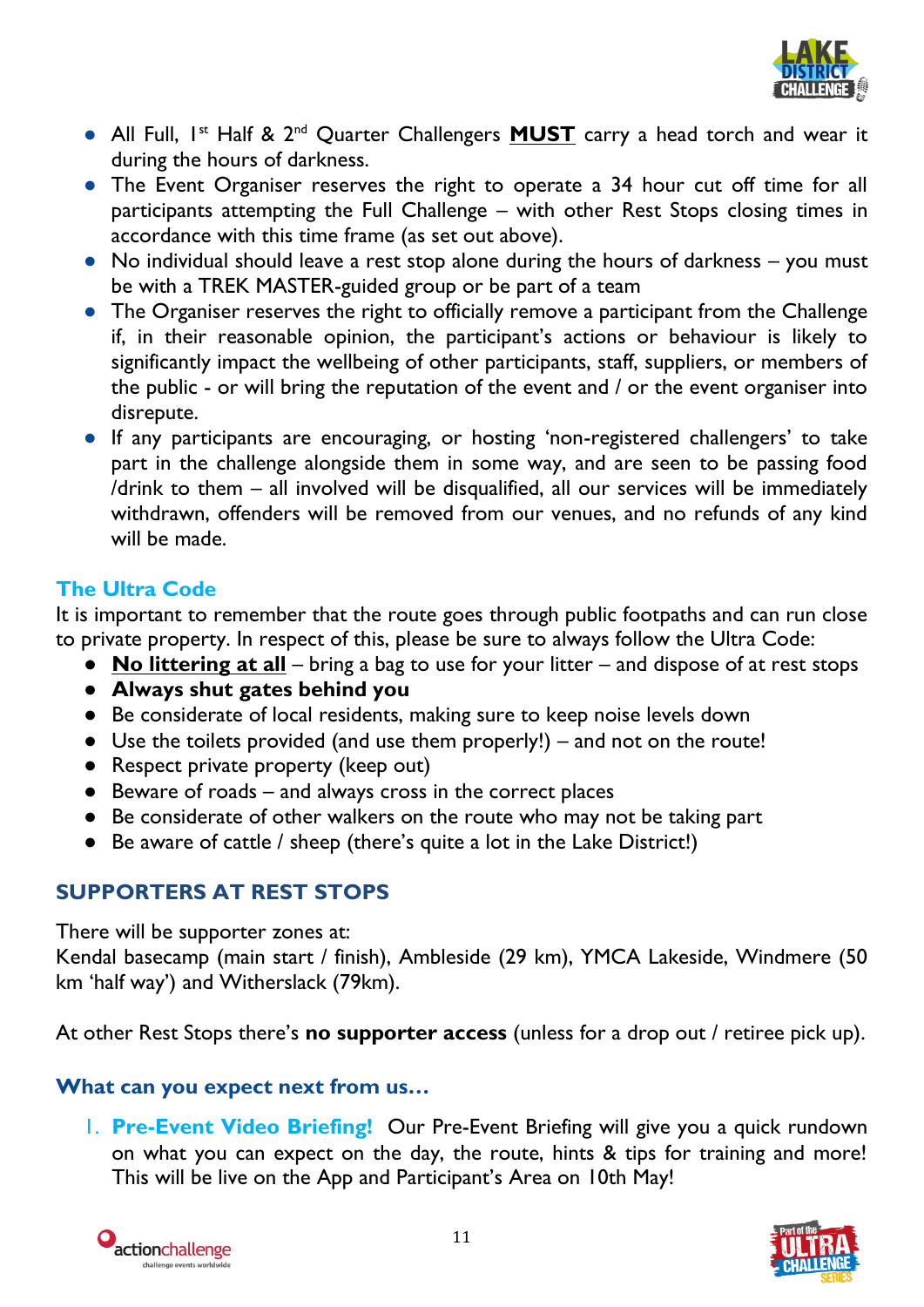- All Full, 1[st] Half & 2[nd] Quarter Challengers **MUST** carry a head torch and wear it during the hours of darkness.
- The Event Organiser reserves the right to operate a 34 hour cut off time for all participants attempting the Full Challenge – with other Rest Stops closing times in accordance with this time frame (as set out above).
- No individual should leave a rest stop alone during the hours of darkness – you must be with a TREK MASTER-guided group or be part of a team
- The Organiser reserves the right to officially remove a participant from the Challenge if, in their reasonable opinion, the participant's actions or behaviour is likely to significantly impact the wellbeing of other participants, staff, suppliers, or members of the public - or will bring the reputation of the event and / or the event organiser into disrepute.
- If any participants are encouraging, or hosting 'non-registered challengers' to take part in the challenge alongside them in some way, and are seen to be passing food /drink to them – all involved will be disqualified, all our services will be immediately withdrawn, offenders will be removed from our venues, and no refunds of any kind will be made.

### The Ultra Code

It is important to remember that the route goes through public footpaths and can run close to private property. In respect of this, please be sure to always follow the Ultra Code:

- **No littering at all** – bring a bag to use for your litter – and dispose of at rest stops
- **Always shut gates behind you**
- Be considerate of local residents, making sure to keep noise levels down
- Use the toilets provided (and use them properly!) – and not on the route!
- Respect private property (keep out)
- Beware of roads – and always cross in the correct places
- Be considerate of other walkers on the route who may not be taking part
- Be aware of cattle / sheep (there's quite a lot in the Lake District!)

## SUPPORTERS AT REST STOPS

There will be supporter zones at:
Kendal basecamp (main start / finish), Ambleside (29 km), YMCA Lakeside, Windmere (50 km 'half way') and Witherslack (79km).

At other Rest Stops there's **no supporter access** (unless for a drop out / retiree pick up).

### What can you expect next from us…

1. **Pre-Event Video Briefing!** Our Pre-Event Briefing will give you a quick rundown on what you can expect on the day, the route, hints & tips for training and more! This will be live on the App and Participant's Area on 10th May!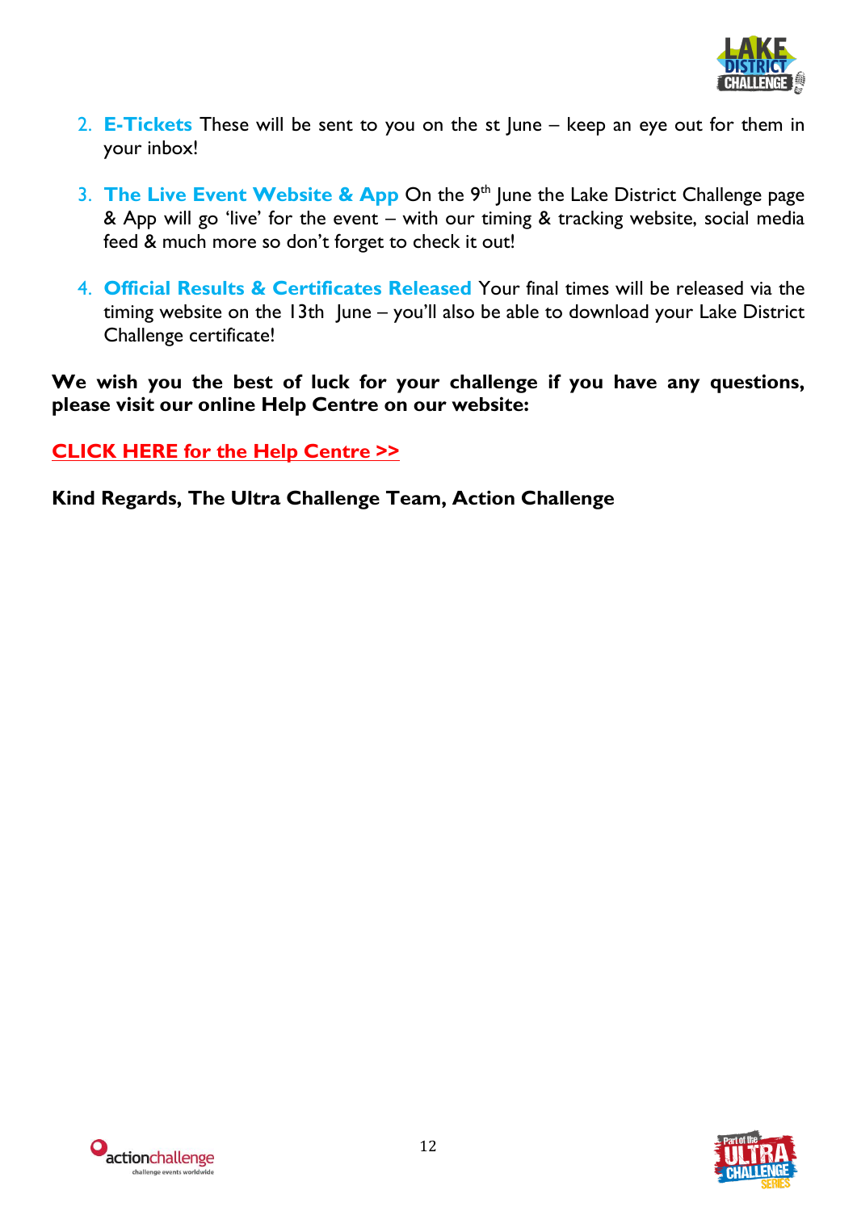2. **E-Tickets** These will be sent to you on the st June – keep an eye out for them in your inbox!

3. **The Live Event Website & App** On the 9th June the Lake District Challenge page & App will go 'live' for the event – with our timing & tracking website, social media feed & much more so don't forget to check it out!

4. **Official Results & Certificates Released** Your final times will be released via the timing website on the 13th June – you'll also be able to download your Lake District Challenge certificate!

**We wish you the best of luck for your challenge if you have any questions, please visit our online Help Centre on our website:**

**CLICK HERE for the Help Centre >>**

**Kind Regards, The Ultra Challenge Team, Action Challenge**